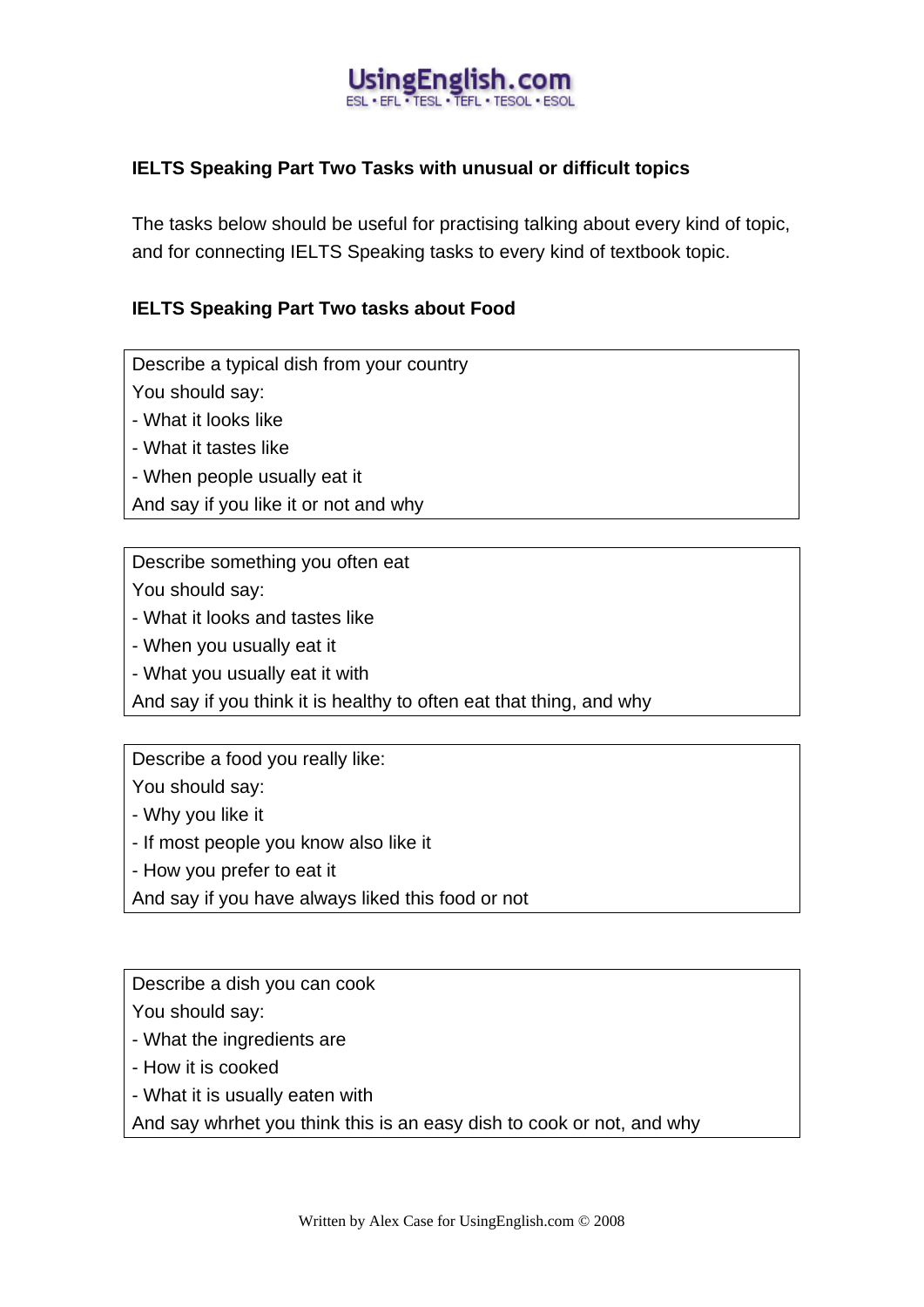UsingEnglish.com
ESL • EFL • TESL • TEFL • TESOL • ESOL

## IELTS Speaking Part Two Tasks with unusual or difficult topics

The tasks below should be useful for practising talking about every kind of topic, and for connecting IELTS Speaking tasks to every kind of textbook topic.

### IELTS Speaking Part Two tasks about Food

Describe a typical dish from your country
You should say:
- What it looks like
- What it tastes like
- When people usually eat it

And say if you like it or not and why

---

Describe something you often eat
You should say:
- What it looks and tastes like
- When you usually eat it
- What you usually eat it with

And say if you think it is healthy to often eat that thing, and why

---

Describe a food you really like:
You should say:
- Why you like it
- If most people you know also like it
- How you prefer to eat it

And say if you have always liked this food or not

---

Describe a dish you can cook
You should say:
- What the ingredients are
- How it is cooked
- What it is usually eaten with

And say whrhet you think this is an easy dish to cook or not, and why

---

Written by Alex Case for UsingEnglish.com © 2008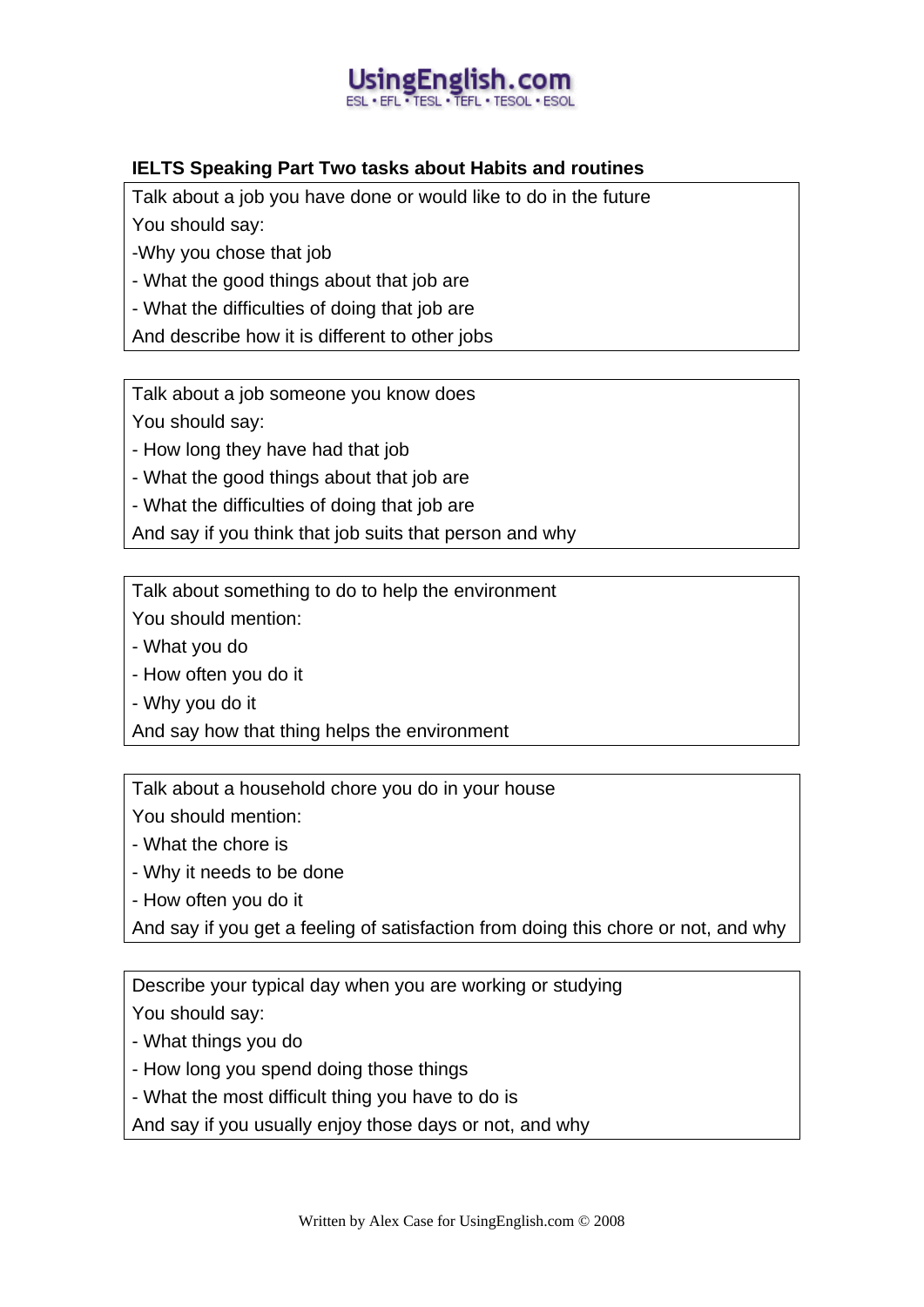## IELTS Speaking Part Two tasks about Habits and routines

Talk about a job you have done or would like to do in the future

You should say:

-Why you chose that job

- What the good things about that job are
- What the difficulties of doing that job are

And describe how it is different to other jobs

---

Talk about a job someone you know does

You should say:

- How long they have had that job
- What the good things about that job are
- What the difficulties of doing that job are

And say if you think that job suits that person and why

---

Talk about something to do to help the environment

You should mention:

- What you do
- How often you do it
- Why you do it

And say how that thing helps the environment

---

Talk about a household chore you do in your house

You should mention:

- What the chore is
- Why it needs to be done
- How often you do it

And say if you get a feeling of satisfaction from doing this chore or not, and why

---

Describe your typical day when you are working or studying

You should say:

- What things you do
- How long you spend doing those things
- What the most difficult thing you have to do is

And say if you usually enjoy those days or not, and why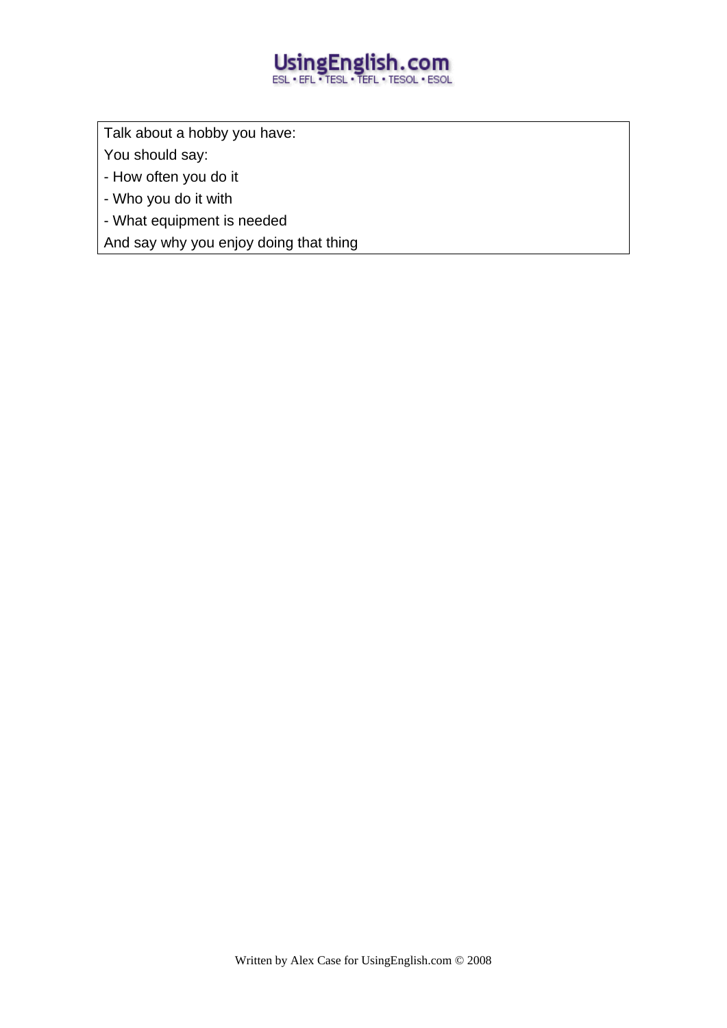Talk about a hobby you have:

You should say:

- How often you do it
- Who you do it with
- What equipment is needed

And say why you enjoy doing that thing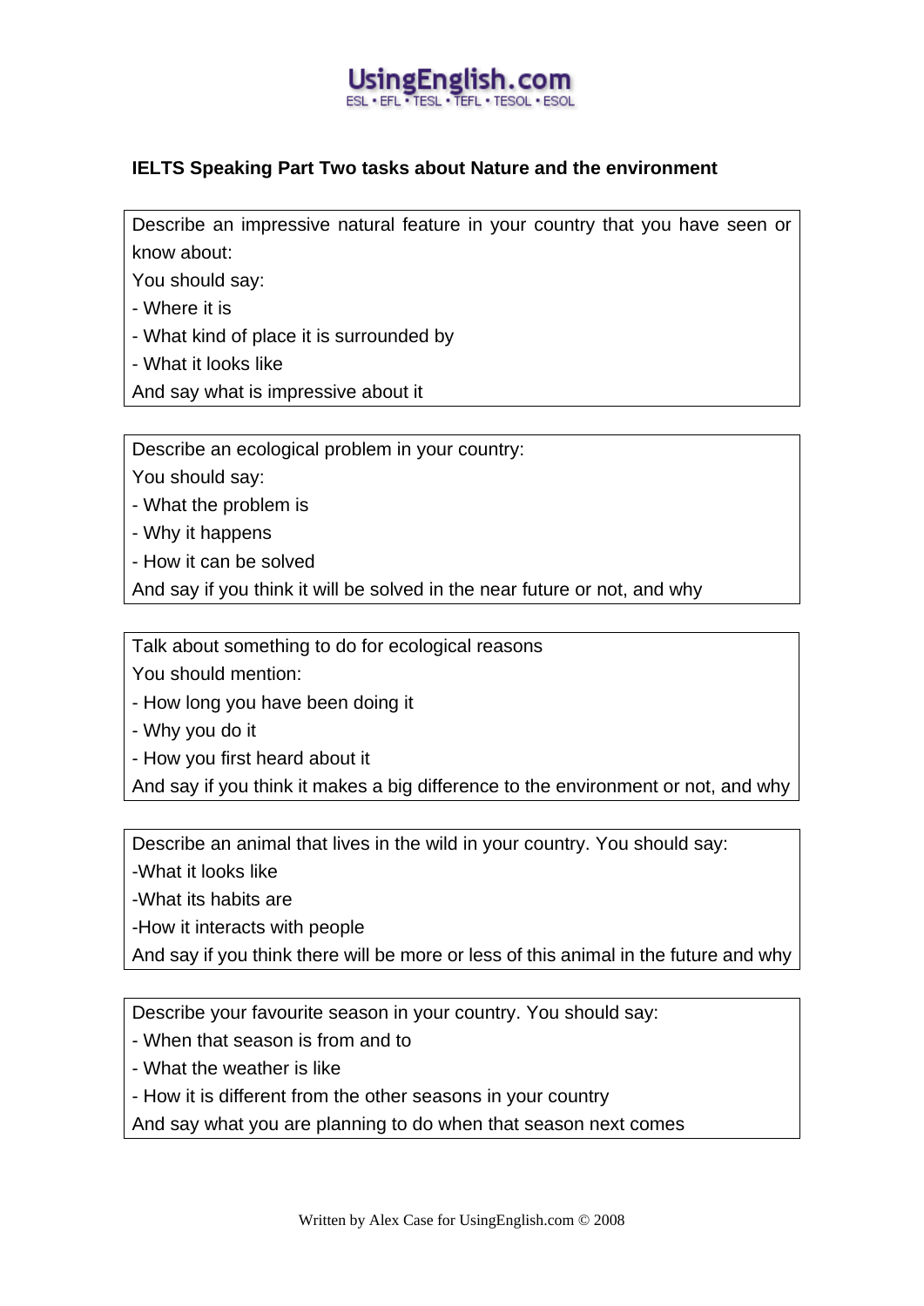## IELTS Speaking Part Two tasks about Nature and the environment

Describe an impressive natural feature in your country that you have seen or know about:

You should say:

- Where it is
- What kind of place it is surrounded by
- What it looks like

And say what is impressive about it

---

Describe an ecological problem in your country:

You should say:

- What the problem is
- Why it happens
- How it can be solved

And say if you think it will be solved in the near future or not, and why

---

Talk about something to do for ecological reasons

You should mention:

- How long you have been doing it
- Why you do it
- How you first heard about it

And say if you think it makes a big difference to the environment or not, and why

---

Describe an animal that lives in the wild in your country. You should say:

-What it looks like

-What its habits are

-How it interacts with people

And say if you think there will be more or less of this animal in the future and why

---

Describe your favourite season in your country. You should say:

- When that season is from and to
- What the weather is like
- How it is different from the other seasons in your country

And say what you are planning to do when that season next comes

Written by Alex Case for UsingEnglish.com © 2008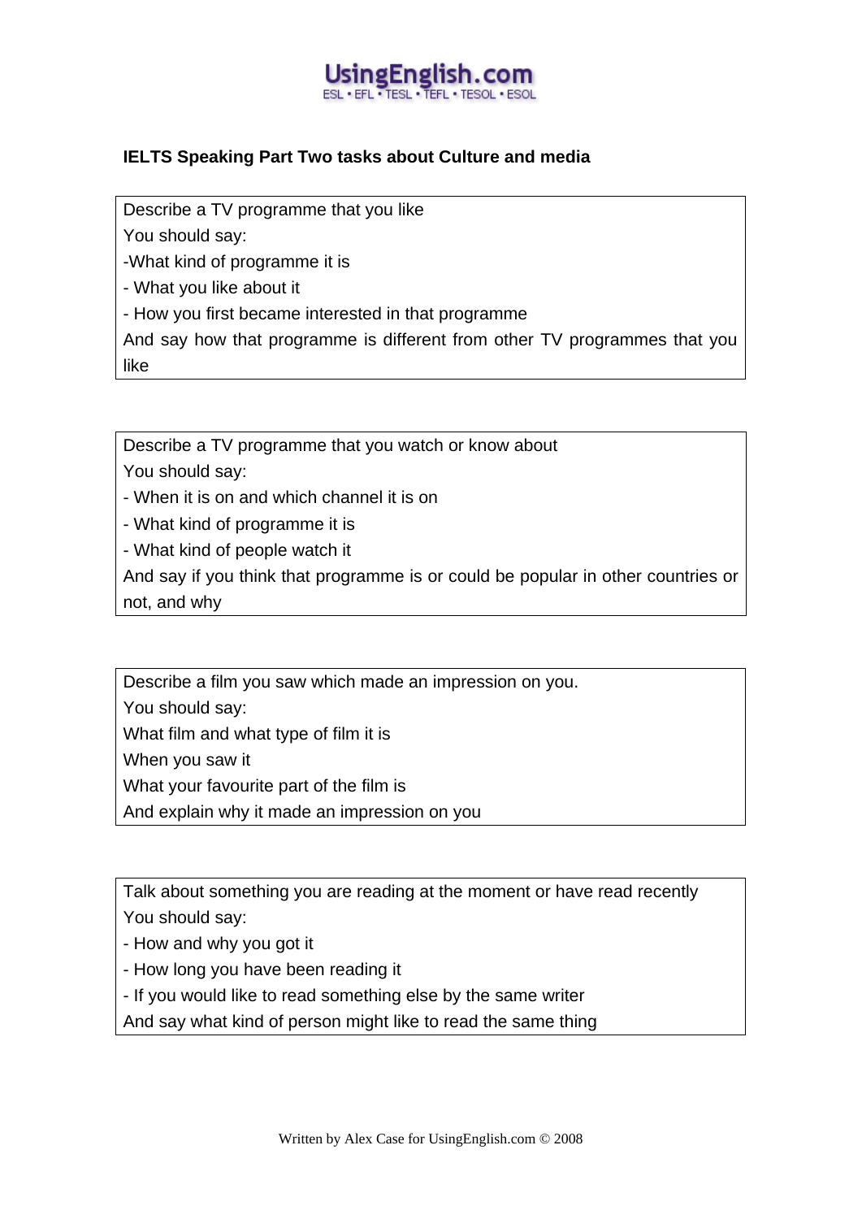## IELTS Speaking Part Two tasks about Culture and media

Describe a TV programme that you like
You should say:
-What kind of programme it is
- What you like about it
- How you first became interested in that programme
And say how that programme is different from other TV programmes that you like

Describe a TV programme that you watch or know about
You should say:
- When it is on and which channel it is on
- What kind of programme it is
- What kind of people watch it
And say if you think that programme is or could be popular in other countries or not, and why

Describe a film you saw which made an impression on you.
You should say:
What film and what type of film it is
When you saw it
What your favourite part of the film is
And explain why it made an impression on you

Talk about something you are reading at the moment or have read recently
You should say:
- How and why you got it
- How long you have been reading it
- If you would like to read something else by the same writer
And say what kind of person might like to read the same thing

Written by Alex Case for UsingEnglish.com © 2008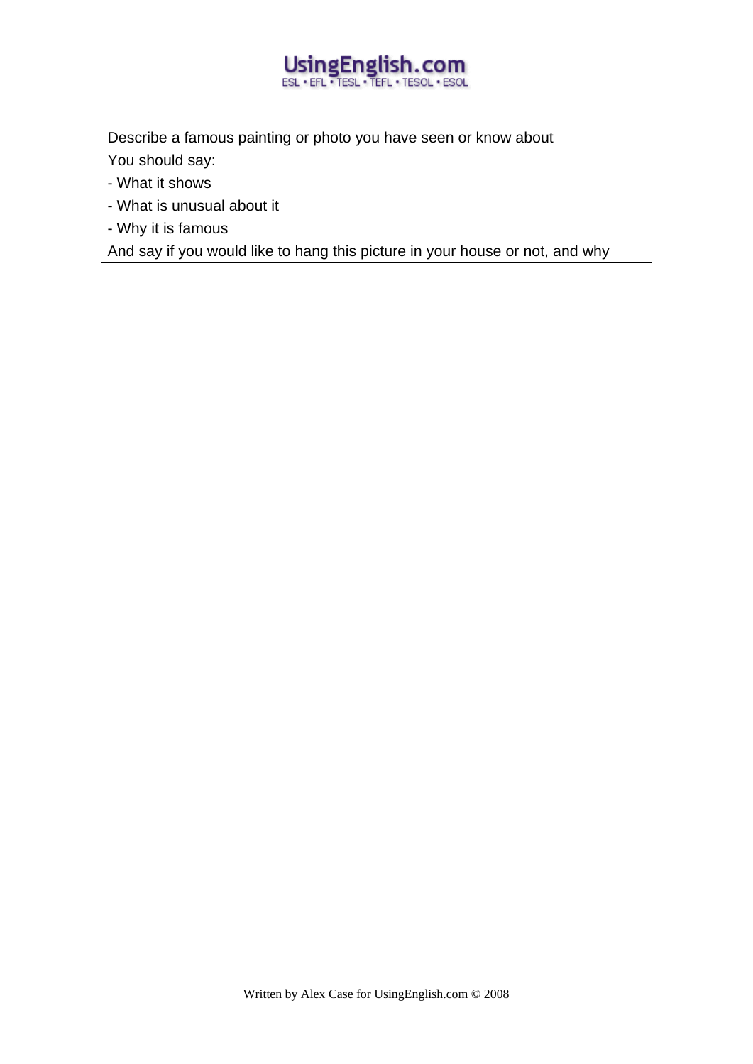Describe a famous painting or photo you have seen or know about

You should say:

- What it shows
- What is unusual about it
- Why it is famous

And say if you would like to hang this picture in your house or not, and why